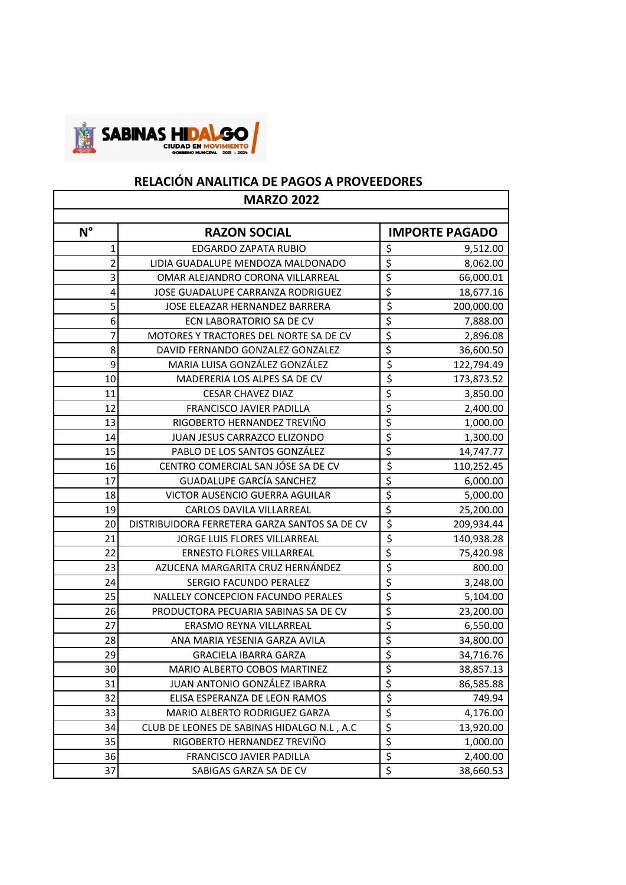SABINAS HIDALGO
CIUDAD EN MOVIMIENTO
GOBIERNO MUNICIPAL 2021 - 2024

## RELACIÓN ANALITICA DE PAGOS A PROVEEDORES

### MARZO 2022

| N° | RAZON SOCIAL | IMPORTE PAGADO |
|---|---|---|
| 1 | EDGARDO ZAPATA RUBIO | $ 9,512.00 |
| 2 | LIDIA GUADALUPE MENDOZA MALDONADO | $ 8,062.00 |
| 3 | OMAR ALEJANDRO CORONA VILLARREAL | $ 66,000.01 |
| 4 | JOSE GUADALUPE CARRANZA RODRIGUEZ | $ 18,677.16 |
| 5 | JOSE ELEAZAR HERNANDEZ BARRERA | $ 200,000.00 |
| 6 | ECN LABORATORIO SA DE CV | $ 7,888.00 |
| 7 | MOTORES Y TRACTORES DEL NORTE SA DE CV | $ 2,896.08 |
| 8 | DAVID FERNANDO GONZALEZ GONZALEZ | $ 36,600.50 |
| 9 | MARIA LUISA GONZÁLEZ GONZÁLEZ | $ 122,794.49 |
| 10 | MADERERIA LOS ALPES SA DE CV | $ 173,873.52 |
| 11 | CESAR CHAVEZ DIAZ | $ 3,850.00 |
| 12 | FRANCISCO JAVIER PADILLA | $ 2,400.00 |
| 13 | RIGOBERTO HERNANDEZ TREVIÑO | $ 1,000.00 |
| 14 | JUAN JESUS CARRAZCO ELIZONDO | $ 1,300.00 |
| 15 | PABLO DE LOS SANTOS GONZÁLEZ | $ 14,747.77 |
| 16 | CENTRO COMERCIAL SAN JÓSE SA DE CV | $ 110,252.45 |
| 17 | GUADALUPE GARCÍA SANCHEZ | $ 6,000.00 |
| 18 | VICTOR AUSENCIO GUERRA AGUILAR | $ 5,000.00 |
| 19 | CARLOS DAVILA VILLARREAL | $ 25,200.00 |
| 20 | DISTRIBUIDORA FERRETERA GARZA SANTOS SA DE CV | $ 209,934.44 |
| 21 | JORGE LUIS FLORES VILLARREAL | $ 140,938.28 |
| 22 | ERNESTO FLORES VILLARREAL | $ 75,420.98 |
| 23 | AZUCENA MARGARITA CRUZ HERNÁNDEZ | $ 800.00 |
| 24 | SERGIO FACUNDO PERALEZ | $ 3,248.00 |
| 25 | NALLELY CONCEPCION FACUNDO PERALES | $ 5,104.00 |
| 26 | PRODUCTORA PECUARIA SABINAS SA DE CV | $ 23,200.00 |
| 27 | ERASMO REYNA VILLARREAL | $ 6,550.00 |
| 28 | ANA MARIA YESENIA GARZA AVILA | $ 34,800.00 |
| 29 | GRACIELA IBARRA GARZA | $ 34,716.76 |
| 30 | MARIO ALBERTO COBOS MARTINEZ | $ 38,857.13 |
| 31 | JUAN ANTONIO GONZÁLEZ IBARRA | $ 86,585.88 |
| 32 | ELISA ESPERANZA DE LEON RAMOS | $ 749.94 |
| 33 | MARIO ALBERTO RODRIGUEZ GARZA | $ 4,176.00 |
| 34 | CLUB DE LEONES DE SABINAS HIDALGO N.L , A.C | $ 13,920.00 |
| 35 | RIGOBERTO HERNANDEZ TREVIÑO | $ 1,000.00 |
| 36 | FRANCISCO JAVIER PADILLA | $ 2,400.00 |
| 37 | SABIGAS GARZA SA DE CV | $ 38,660.53 |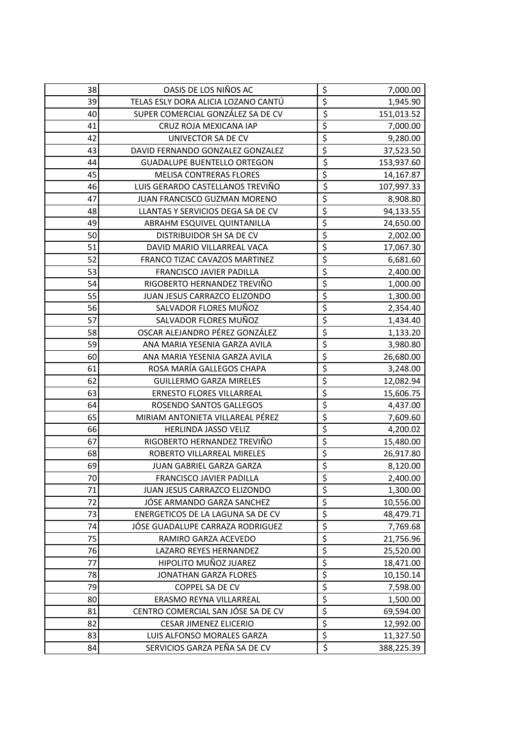| | | | |
|---|---|---|---|
| 38 | OASIS DE LOS NIÑOS AC | $ | 7,000.00 |
| 39 | TELAS ESLY DORA ALICIA LOZANO CANTÚ | $ | 1,945.90 |
| 40 | SUPER COMERCIAL GONZÁLEZ SA DE CV | $ | 151,013.52 |
| 41 | CRUZ ROJA MEXICANA IAP | $ | 7,000.00 |
| 42 | UNIVECTOR SA DE CV | $ | 9,280.00 |
| 43 | DAVID FERNANDO GONZALEZ GONZALEZ | $ | 37,523.50 |
| 44 | GUADALUPE BUENTELLO ORTEGON | $ | 153,937.60 |
| 45 | MELISA CONTRERAS FLORES | $ | 14,167.87 |
| 46 | LUIS GERARDO CASTELLANOS TREVIÑO | $ | 107,997.33 |
| 47 | JUAN FRANCISCO GUZMAN MORENO | $ | 8,908.80 |
| 48 | LLANTAS Y SERVICIOS DEGA SA DE CV | $ | 94,133.55 |
| 49 | ABRAHM ESQUIVEL QUINTANILLA | $ | 24,650.00 |
| 50 | DISTRIBUIDOR SH SA DE CV | $ | 2,002.00 |
| 51 | DAVID MARIO VILLARREAL VACA | $ | 17,067.30 |
| 52 | FRANCO TIZAC CAVAZOS MARTINEZ | $ | 6,681.60 |
| 53 | FRANCISCO JAVIER PADILLA | $ | 2,400.00 |
| 54 | RIGOBERTO HERNANDEZ TREVIÑO | $ | 1,000.00 |
| 55 | JUAN JESUS CARRAZCO ELIZONDO | $ | 1,300.00 |
| 56 | SALVADOR FLORES MUÑOZ | $ | 2,354.40 |
| 57 | SALVADOR FLORES MUÑOZ | $ | 1,434.40 |
| 58 | OSCAR ALEJANDRO PÉREZ GONZÁLEZ | $ | 1,133.20 |
| 59 | ANA MARIA YESENIA GARZA AVILA | $ | 3,980.80 |
| 60 | ANA MARIA YESENIA GARZA AVILA | $ | 26,680.00 |
| 61 | ROSA MARÍA GALLEGOS CHAPA | $ | 3,248.00 |
| 62 | GUILLERMO GARZA MIRELES | $ | 12,082.94 |
| 63 | ERNESTO FLORES VILLARREAL | $ | 15,606.75 |
| 64 | ROSENDO SANTOS GALLEGOS | $ | 4,437.00 |
| 65 | MIRIAM ANTONIETA VILLAREAL PÉREZ | $ | 7,609.60 |
| 66 | HERLINDA JASSO VELIZ | $ | 4,200.02 |
| 67 | RIGOBERTO HERNANDEZ TREVIÑO | $ | 15,480.00 |
| 68 | ROBERTO VILLARREAL MIRELES | $ | 26,917.80 |
| 69 | JUAN GABRIEL GARZA GARZA | $ | 8,120.00 |
| 70 | FRANCISCO JAVIER PADILLA | $ | 2,400.00 |
| 71 | JUAN JESUS CARRAZCO ELIZONDO | $ | 1,300.00 |
| 72 | JÓSE ARMANDO GARZA SANCHEZ | $ | 10,556.00 |
| 73 | ENERGETICOS DE LA LAGUNA SA DE CV | $ | 48,479.71 |
| 74 | JÓSE GUADALUPE CARRAZA RODRIGUEZ | $ | 7,769.68 |
| 75 | RAMIRO GARZA ACEVEDO | $ | 21,756.96 |
| 76 | LAZARO REYES HERNANDEZ | $ | 25,520.00 |
| 77 | HIPOLITO MUÑOZ JUAREZ | $ | 18,471.00 |
| 78 | JONATHAN GARZA FLORES | $ | 10,150.14 |
| 79 | COPPEL SA DE CV | $ | 7,598.00 |
| 80 | ERASMO REYNA VILLARREAL | $ | 1,500.00 |
| 81 | CENTRO COMERCIAL SAN JÓSE SA DE CV | $ | 69,594.00 |
| 82 | CESAR JIMENEZ ELICERIO | $ | 12,992.00 |
| 83 | LUIS ALFONSO MORALES GARZA | $ | 11,327.50 |
| 84 | SERVICIOS GARZA PEÑA SA DE CV | $ | 388,225.39 |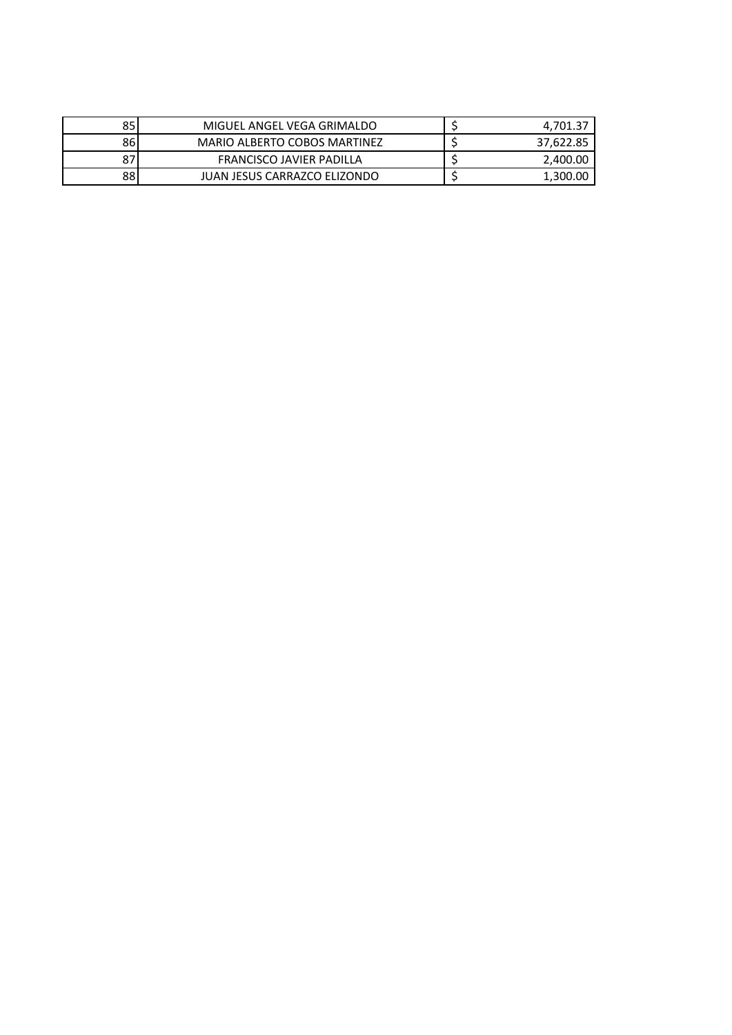| | | | |
|---|---|---|---|
| 85 | MIGUEL ANGEL VEGA GRIMALDO | $ | 4,701.37 |
| 86 | MARIO ALBERTO COBOS MARTINEZ | $ | 37,622.85 |
| 87 | FRANCISCO JAVIER PADILLA | $ | 2,400.00 |
| 88 | JUAN JESUS CARRAZCO ELIZONDO | $ | 1,300.00 |